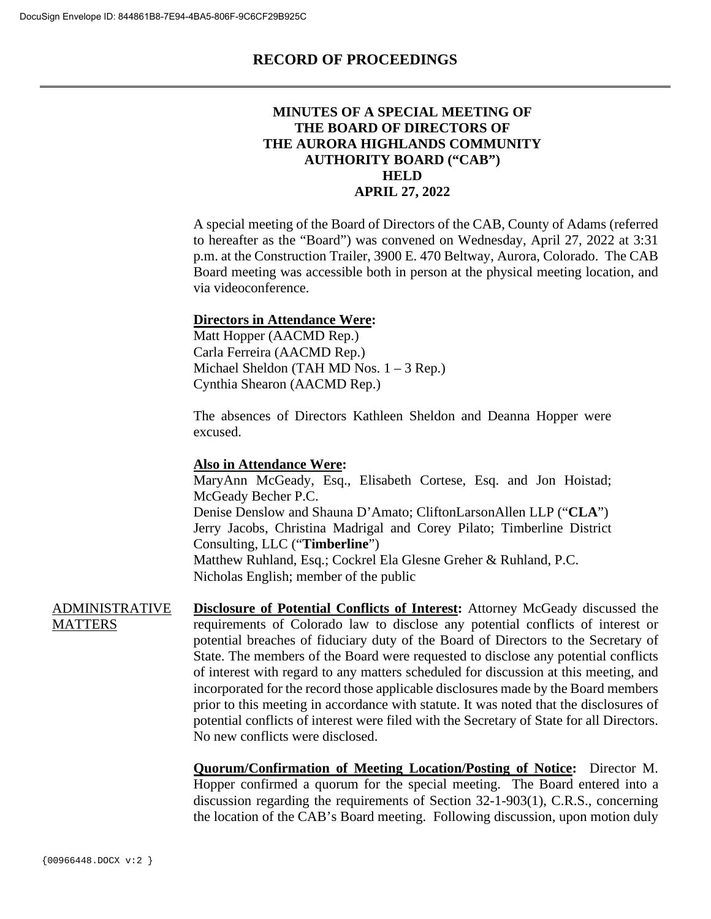# RECORD OF PROCEEDINGS

## MINUTES OF A SPECIAL MEETING OF THE BOARD OF DIRECTORS OF THE AURORA HIGHLANDS COMMUNITY AUTHORITY BOARD ("CAB") HELD APRIL 27, 2022

A special meeting of the Board of Directors of the CAB, County of Adams (referred to hereafter as the "Board") was convened on Wednesday, April 27, 2022 at 3:31 p.m. at the Construction Trailer, 3900 E. 470 Beltway, Aurora, Colorado. The CAB Board meeting was accessible both in person at the physical meeting location, and via videoconference.

**Directors in Attendance Were:**

Matt Hopper (AACMD Rep.)
Carla Ferreira (AACMD Rep.)
Michael Sheldon (TAH MD Nos. 1 – 3 Rep.)
Cynthia Shearon (AACMD Rep.)

The absences of Directors Kathleen Sheldon and Deanna Hopper were excused.

**Also in Attendance Were:**

MaryAnn McGeady, Esq., Elisabeth Cortese, Esq. and Jon Hoistad; McGeady Becher P.C.
Denise Denslow and Shauna D'Amato; CliftonLarsonAllen LLP ("**CLA**")
Jerry Jacobs, Christina Madrigal and Corey Pilato; Timberline District Consulting, LLC ("**Timberline**")
Matthew Ruhland, Esq.; Cockrel Ela Glesne Greher & Ruhland, P.C.
Nicholas English; member of the public

### ADMINISTRATIVE MATTERS

**Disclosure of Potential Conflicts of Interest:** Attorney McGeady discussed the requirements of Colorado law to disclose any potential conflicts of interest or potential breaches of fiduciary duty of the Board of Directors to the Secretary of State. The members of the Board were requested to disclose any potential conflicts of interest with regard to any matters scheduled for discussion at this meeting, and incorporated for the record those applicable disclosures made by the Board members prior to this meeting in accordance with statute. It was noted that the disclosures of potential conflicts of interest were filed with the Secretary of State for all Directors. No new conflicts were disclosed.

**Quorum/Confirmation of Meeting Location/Posting of Notice:** Director M. Hopper confirmed a quorum for the special meeting. The Board entered into a discussion regarding the requirements of Section 32-1-903(1), C.R.S., concerning the location of the CAB's Board meeting. Following discussion, upon motion duly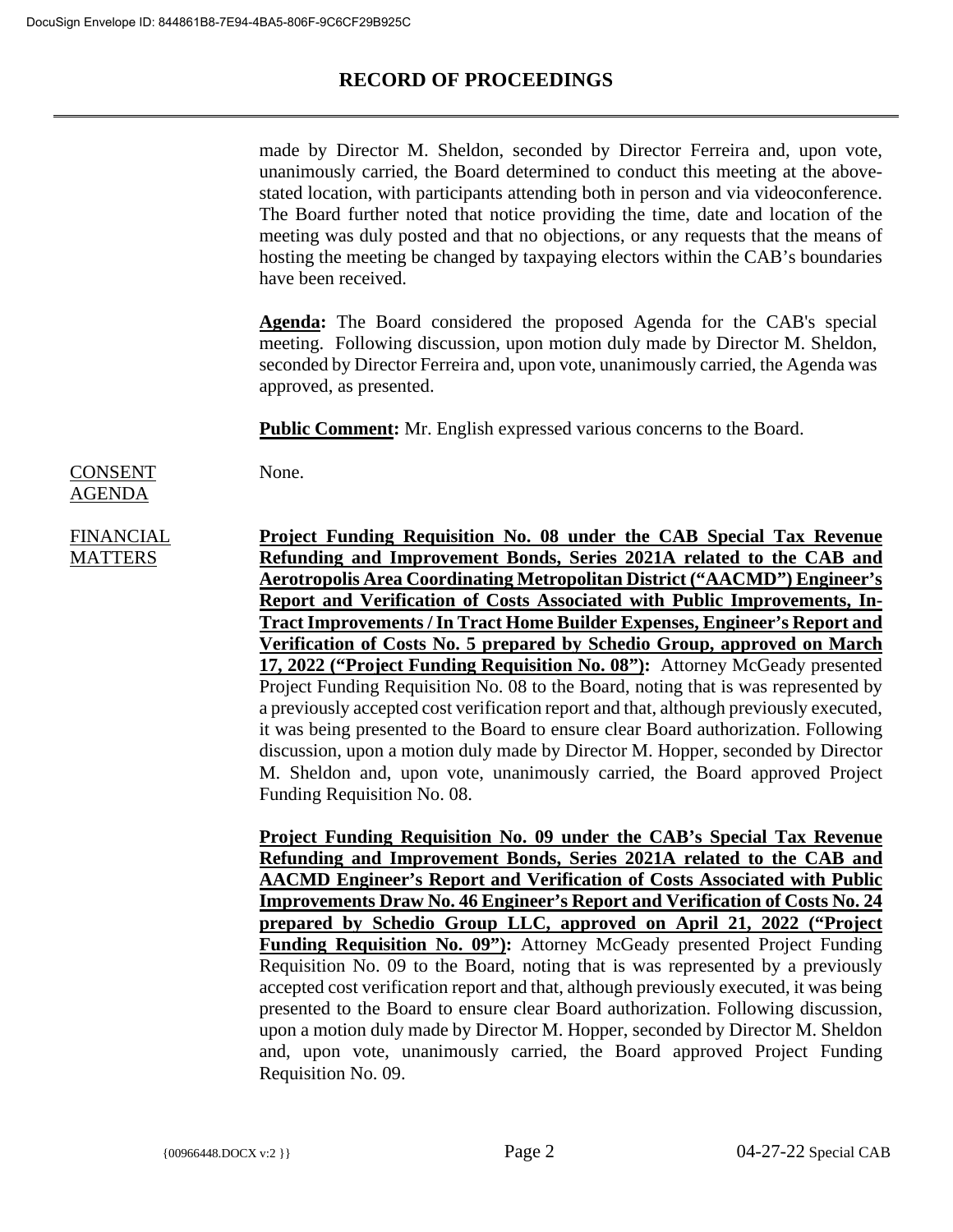# RECORD OF PROCEEDINGS

made by Director M. Sheldon, seconded by Director Ferreira and, upon vote, unanimously carried, the Board determined to conduct this meeting at the above-stated location, with participants attending both in person and via videoconference. The Board further noted that notice providing the time, date and location of the meeting was duly posted and that no objections, or any requests that the means of hosting the meeting be changed by taxpaying electors within the CAB's boundaries have been received.

**Agenda:** The Board considered the proposed Agenda for the CAB's special meeting. Following discussion, upon motion duly made by Director M. Sheldon, seconded by Director Ferreira and, upon vote, unanimously carried, the Agenda was approved, as presented.

**Public Comment:** Mr. English expressed various concerns to the Board.

CONSENT AGENDA

None.

FINANCIAL MATTERS

**Project Funding Requisition No. 08 under the CAB Special Tax Revenue Refunding and Improvement Bonds, Series 2021A related to the CAB and Aerotropolis Area Coordinating Metropolitan District ("AACMD") Engineer's Report and Verification of Costs Associated with Public Improvements, In-Tract Improvements / In Tract Home Builder Expenses, Engineer's Report and Verification of Costs No. 5 prepared by Schedio Group, approved on March 17, 2022 ("Project Funding Requisition No. 08"):** Attorney McGeady presented Project Funding Requisition No. 08 to the Board, noting that is was represented by a previously accepted cost verification report and that, although previously executed, it was being presented to the Board to ensure clear Board authorization. Following discussion, upon a motion duly made by Director M. Hopper, seconded by Director M. Sheldon and, upon vote, unanimously carried, the Board approved Project Funding Requisition No. 08.

**Project Funding Requisition No. 09 under the CAB's Special Tax Revenue Refunding and Improvement Bonds, Series 2021A related to the CAB and AACMD Engineer's Report and Verification of Costs Associated with Public Improvements Draw No. 46 Engineer's Report and Verification of Costs No. 24 prepared by Schedio Group LLC, approved on April 21, 2022 ("Project Funding Requisition No. 09"):** Attorney McGeady presented Project Funding Requisition No. 09 to the Board, noting that is was represented by a previously accepted cost verification report and that, although previously executed, it was being presented to the Board to ensure clear Board authorization. Following discussion, upon a motion duly made by Director M. Hopper, seconded by Director M. Sheldon and, upon vote, unanimously carried, the Board approved Project Funding Requisition No. 09.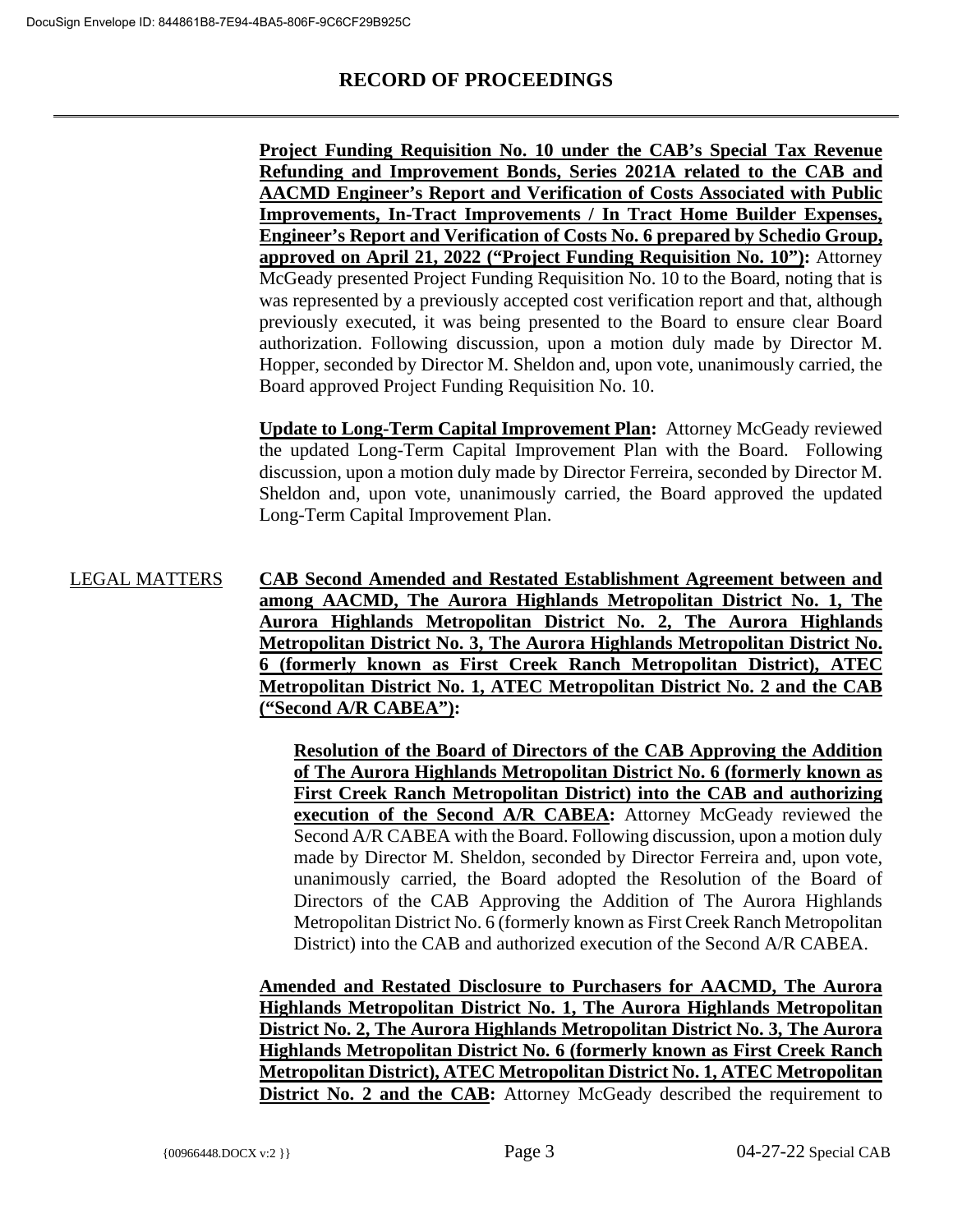**Project Funding Requisition No. 10 under the CAB's Special Tax Revenue Refunding and Improvement Bonds, Series 2021A related to the CAB and AACMD Engineer's Report and Verification of Costs Associated with Public Improvements, In-Tract Improvements / In Tract Home Builder Expenses, Engineer's Report and Verification of Costs No. 6 prepared by Schedio Group, approved on April 21, 2022 ("Project Funding Requisition No. 10"):** Attorney McGeady presented Project Funding Requisition No. 10 to the Board, noting that is was represented by a previously accepted cost verification report and that, although previously executed, it was being presented to the Board to ensure clear Board authorization. Following discussion, upon a motion duly made by Director M. Hopper, seconded by Director M. Sheldon and, upon vote, unanimously carried, the Board approved Project Funding Requisition No. 10.

**Update to Long-Term Capital Improvement Plan:** Attorney McGeady reviewed the updated Long-Term Capital Improvement Plan with the Board. Following discussion, upon a motion duly made by Director Ferreira, seconded by Director M. Sheldon and, upon vote, unanimously carried, the Board approved the updated Long-Term Capital Improvement Plan.

LEGAL MATTERS

**CAB Second Amended and Restated Establishment Agreement between and among AACMD, The Aurora Highlands Metropolitan District No. 1, The Aurora Highlands Metropolitan District No. 2, The Aurora Highlands Metropolitan District No. 3, The Aurora Highlands Metropolitan District No. 6 (formerly known as First Creek Ranch Metropolitan District), ATEC Metropolitan District No. 1, ATEC Metropolitan District No. 2 and the CAB ("Second A/R CABEA"):**

**Resolution of the Board of Directors of the CAB Approving the Addition of The Aurora Highlands Metropolitan District No. 6 (formerly known as First Creek Ranch Metropolitan District) into the CAB and authorizing execution of the Second A/R CABEA:** Attorney McGeady reviewed the Second A/R CABEA with the Board. Following discussion, upon a motion duly made by Director M. Sheldon, seconded by Director Ferreira and, upon vote, unanimously carried, the Board adopted the Resolution of the Board of Directors of the CAB Approving the Addition of The Aurora Highlands Metropolitan District No. 6 (formerly known as First Creek Ranch Metropolitan District) into the CAB and authorized execution of the Second A/R CABEA.

**Amended and Restated Disclosure to Purchasers for AACMD, The Aurora Highlands Metropolitan District No. 1, The Aurora Highlands Metropolitan District No. 2, The Aurora Highlands Metropolitan District No. 3, The Aurora Highlands Metropolitan District No. 6 (formerly known as First Creek Ranch Metropolitan District), ATEC Metropolitan District No. 1, ATEC Metropolitan District No. 2 and the CAB:** Attorney McGeady described the requirement to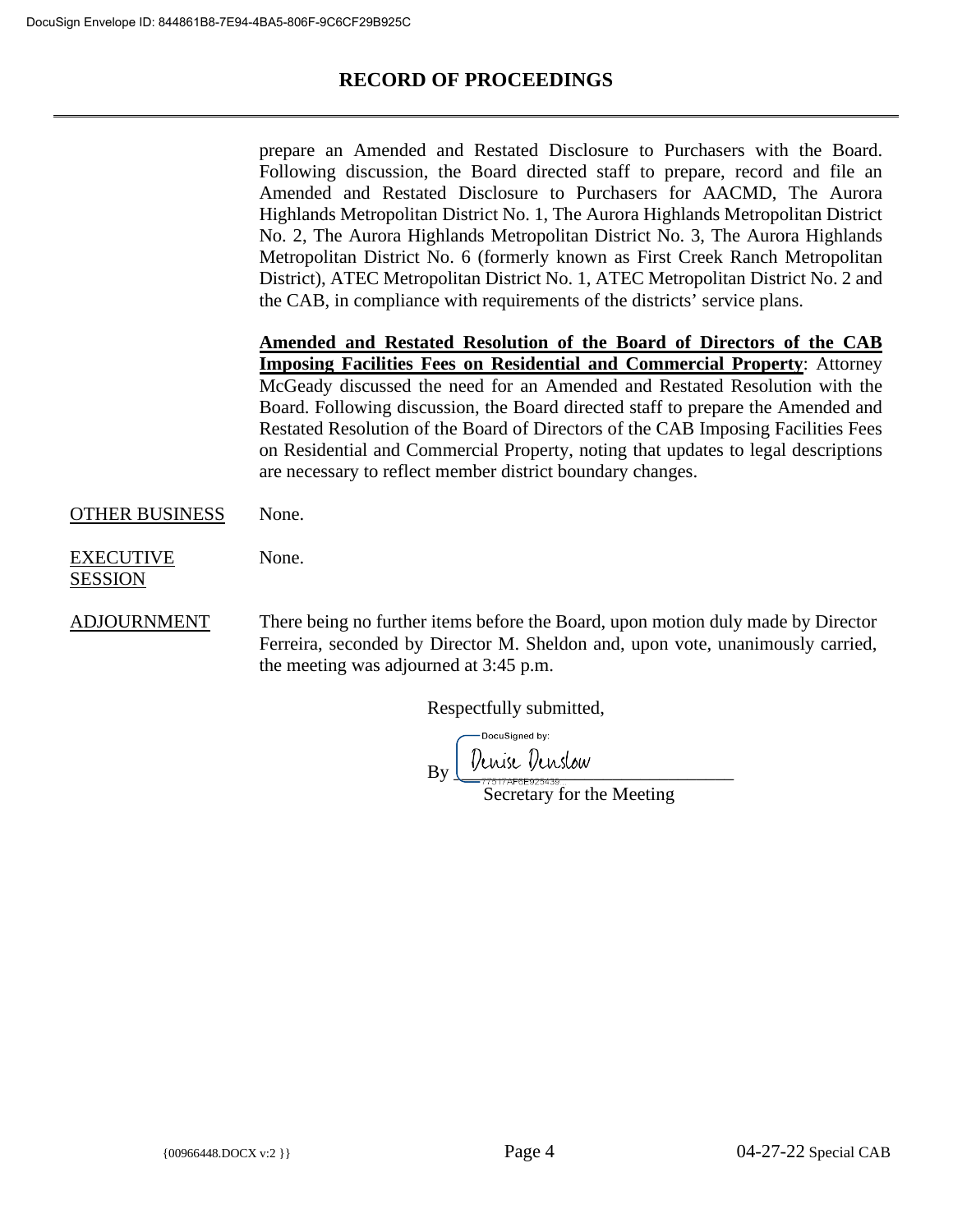prepare an Amended and Restated Disclosure to Purchasers with the Board. Following discussion, the Board directed staff to prepare, record and file an Amended and Restated Disclosure to Purchasers for AACMD, The Aurora Highlands Metropolitan District No. 1, The Aurora Highlands Metropolitan District No. 2, The Aurora Highlands Metropolitan District No. 3, The Aurora Highlands Metropolitan District No. 6 (formerly known as First Creek Ranch Metropolitan District), ATEC Metropolitan District No. 1, ATEC Metropolitan District No. 2 and the CAB, in compliance with requirements of the districts' service plans.

**Amended and Restated Resolution of the Board of Directors of the CAB Imposing Facilities Fees on Residential and Commercial Property**: Attorney McGeady discussed the need for an Amended and Restated Resolution with the Board. Following discussion, the Board directed staff to prepare the Amended and Restated Resolution of the Board of Directors of the CAB Imposing Facilities Fees on Residential and Commercial Property, noting that updates to legal descriptions are necessary to reflect member district boundary changes.

OTHER BUSINESS — None.

EXECUTIVE SESSION — None.

ADJOURNMENT — There being no further items before the Board, upon motion duly made by Director Ferreira, seconded by Director M. Sheldon and, upon vote, unanimously carried, the meeting was adjourned at 3:45 p.m.

Respectfully submitted,

DocuSigned by:

By Denise Denslow

77517AF8E925439

Secretary for the Meeting

{00966448.DOCX v:2 }} 04-27-22 Special CAB